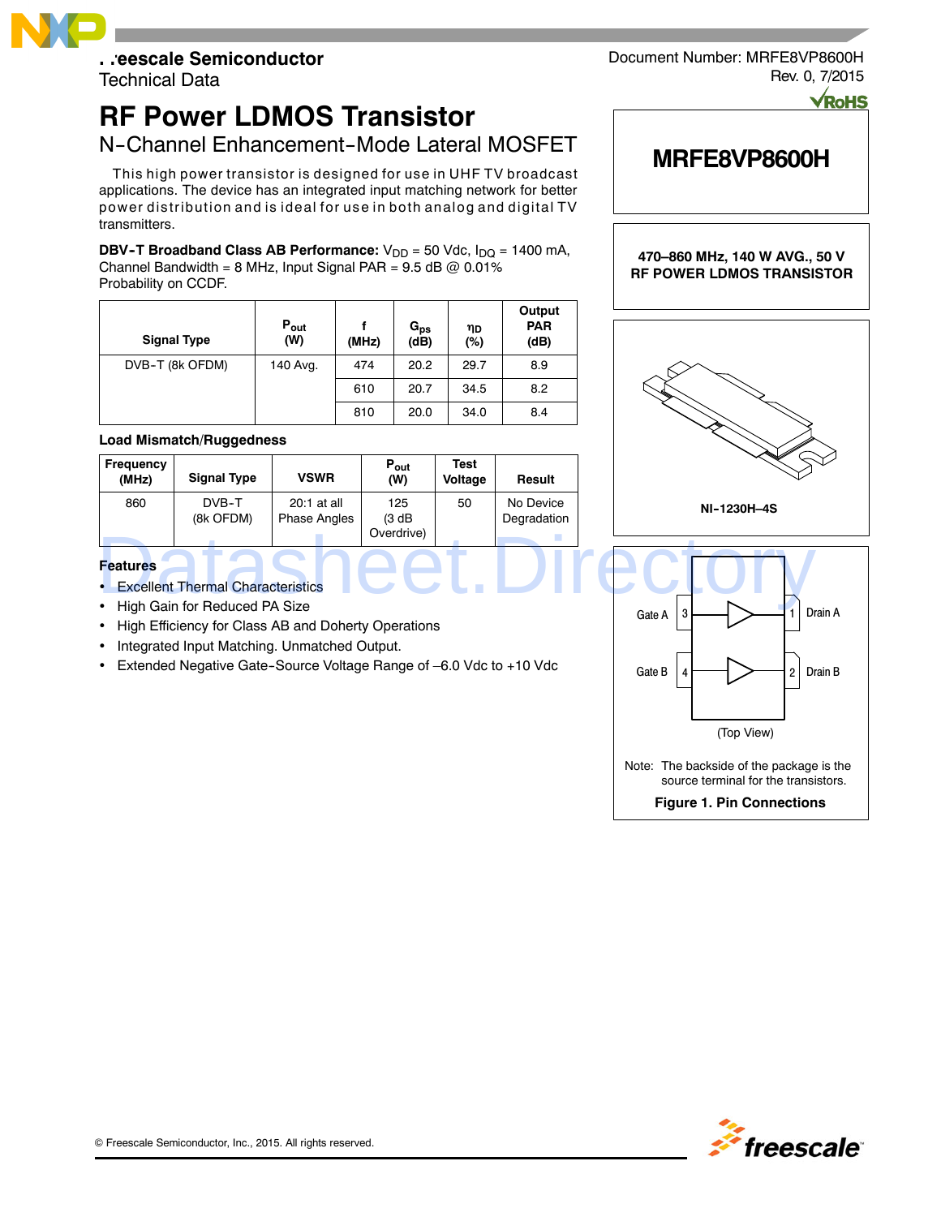Freescale Semiconductor
Technical Data

Document Number: MRFE8VP8600H
Rev. 0, 7/2015

# RF Power LDMOS Transistor

## N-Channel Enhancement-Mode Lateral MOSFET

This high power transistor is designed for use in UHF TV broadcast applications. The device has an integrated input matching network for better power distribution and is ideal for use in both analog and digital TV transmitters.

**DBV-T Broadband Class AB Performance:** $V_{DD}$ = 50 Vdc, $I_{DQ}$ = 1400 mA, Channel Bandwidth = 8 MHz, Input Signal PAR = 9.5 dB @ 0.01% Probability on CCDF.

| Signal Type | $P_{out}$ (W) | f (MHz) | $G_{ps}$ (dB) | $\eta_D$ (%) | Output PAR (dB) |
|---|---|---|---|---|---|
| DVB-T (8k OFDM) | 140 Avg. | 474 | 20.2 | 29.7 | 8.9 |
| | | 610 | 20.7 | 34.5 | 8.2 |
| | | 810 | 20.0 | 34.0 | 8.4 |

### Load Mismatch/Ruggedness

| Frequency (MHz) | Signal Type | VSWR | $P_{out}$ (W) | Test Voltage | Result |
|---|---|---|---|---|---|
| 860 | DVB-T (8k OFDM) | 20:1 at all Phase Angles | 125 (3 dB Overdrive) | 50 | No Device Degradation |

### Features

- Excellent Thermal Characteristics
- High Gain for Reduced PA Size
- High Efficiency for Class AB and Doherty Operations
- Integrated Input Matching. Unmatched Output.
- Extended Negative Gate-Source Voltage Range of –6.0 Vdc to +10 Vdc

**MRFE8VP8600H**

**470–860 MHz, 140 W AVG., 50 V RF POWER LDMOS TRANSISTOR**

**NI-1230H-4S**

Gate A 3 — 1 Drain A

Gate B 4 — 2 Drain B

(Top View)

Note: The backside of the package is the source terminal for the transistors.

**Figure 1. Pin Connections**

© Freescale Semiconductor, Inc., 2015. All rights reserved.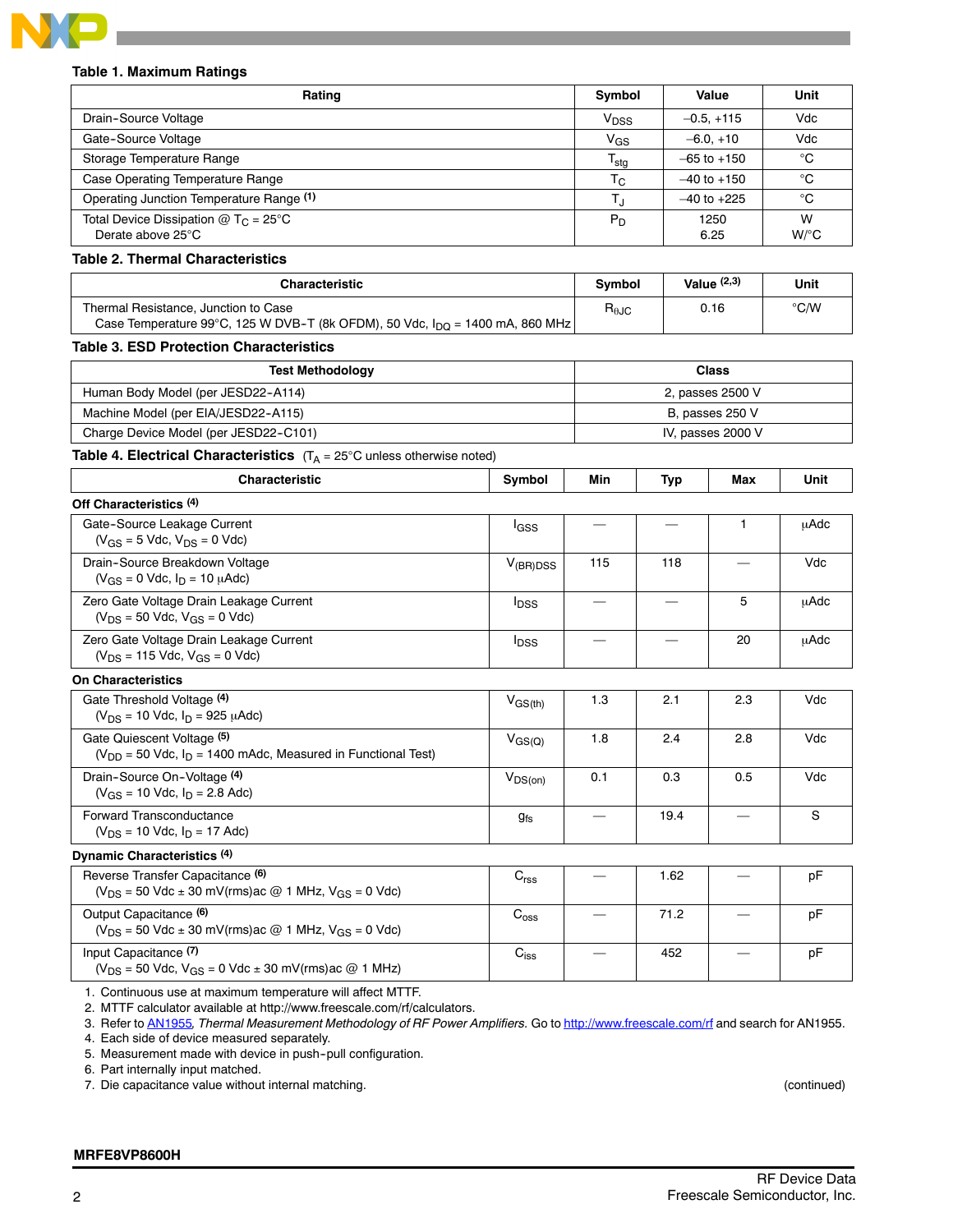### Table 1. Maximum Ratings

| Rating | Symbol | Value | Unit |
|---|---|---|---|
| Drain-Source Voltage | $V_{DSS}$ | –0.5, +115 | Vdc |
| Gate-Source Voltage | $V_{GS}$ | –6.0, +10 | Vdc |
| Storage Temperature Range | $T_{stg}$ | –65 to +150 | °C |
| Case Operating Temperature Range | $T_C$ | –40 to +150 | °C |
| Operating Junction Temperature Range [(1)] | $T_J$ | –40 to +225 | °C |
| Total Device Dissipation @ $T_C$ = 25°C<br>Derate above 25°C | $P_D$ | 1250<br>6.25 | W<br>W/°C |

### Table 2. Thermal Characteristics

| Characteristic | Symbol | Value [(2,3)] | Unit |
|---|---|---|---|
| Thermal Resistance, Junction to Case<br>Case Temperature 99°C, 125 W DVB-T (8k OFDM), 50 Vdc, $I_{DQ}$ = 1400 mA, 860 MHz | $R_{\theta JC}$ | 0.16 | °C/W |

### Table 3. ESD Protection Characteristics

| Test Methodology | Class |
|---|---|
| Human Body Model (per JESD22-A114) | 2, passes 2500 V |
| Machine Model (per EIA/JESD22-A115) | B, passes 250 V |
| Charge Device Model (per JESD22-C101) | IV, passes 2000 V |

### Table 4. Electrical Characteristics ($T_A$ = 25°C unless otherwise noted)

| Characteristic | Symbol | Min | Typ | Max | Unit |
|---|---|---|---|---|---|
| **Off Characteristics** [(4)] | | | | | |
| Gate-Source Leakage Current<br>($V_{GS}$ = 5 Vdc, $V_{DS}$ = 0 Vdc) | $I_{GSS}$ | — | — | 1 | μAdc |
| Drain-Source Breakdown Voltage<br>($V_{GS}$ = 0 Vdc, $I_D$ = 10 μAdc) | $V_{(BR)DSS}$ | 115 | 118 | — | Vdc |
| Zero Gate Voltage Drain Leakage Current<br>($V_{DS}$ = 50 Vdc, $V_{GS}$ = 0 Vdc) | $I_{DSS}$ | — | — | 5 | μAdc |
| Zero Gate Voltage Drain Leakage Current<br>($V_{DS}$ = 115 Vdc, $V_{GS}$ = 0 Vdc) | $I_{DSS}$ | — | — | 20 | μAdc |
| **On Characteristics** | | | | | |
| Gate Threshold Voltage [(4)]<br>($V_{DS}$ = 10 Vdc, $I_D$ = 925 μAdc) | $V_{GS(th)}$ | 1.3 | 2.1 | 2.3 | Vdc |
| Gate Quiescent Voltage [(5)]<br>($V_{DD}$ = 50 Vdc, $I_D$ = 1400 mAdc, Measured in Functional Test) | $V_{GS(Q)}$ | 1.8 | 2.4 | 2.8 | Vdc |
| Drain-Source On-Voltage [(4)]<br>($V_{GS}$ = 10 Vdc, $I_D$ = 2.8 Adc) | $V_{DS(on)}$ | 0.1 | 0.3 | 0.5 | Vdc |
| Forward Transconductance<br>($V_{DS}$ = 10 Vdc, $I_D$ = 17 Adc) | $g_{fs}$ | — | 19.4 | — | S |
| **Dynamic Characteristics** [(4)] | | | | | |
| Reverse Transfer Capacitance [(6)]<br>($V_{DS}$ = 50 Vdc ± 30 mV(rms)ac @ 1 MHz, $V_{GS}$ = 0 Vdc) | $C_{rss}$ | — | 1.62 | — | pF |
| Output Capacitance [(6)]<br>($V_{DS}$ = 50 Vdc ± 30 mV(rms)ac @ 1 MHz, $V_{GS}$ = 0 Vdc) | $C_{oss}$ | — | 71.2 | — | pF |
| Input Capacitance [(7)]<br>($V_{DS}$ = 50 Vdc, $V_{GS}$ = 0 Vdc ± 30 mV(rms)ac @ 1 MHz) | $C_{iss}$ | — | 452 | — | pF |

1. Continuous use at maximum temperature will affect MTTF.
2. MTTF calculator available at http://www.freescale.com/rf/calculators.
3. Refer to AN1955, *Thermal Measurement Methodology of RF Power Amplifiers.* Go to http://www.freescale.com/rf and search for AN1955.
4. Each side of device measured separately.
5. Measurement made with device in push-pull configuration.
6. Part internally input matched.
7. Die capacitance value without internal matching.

(continued)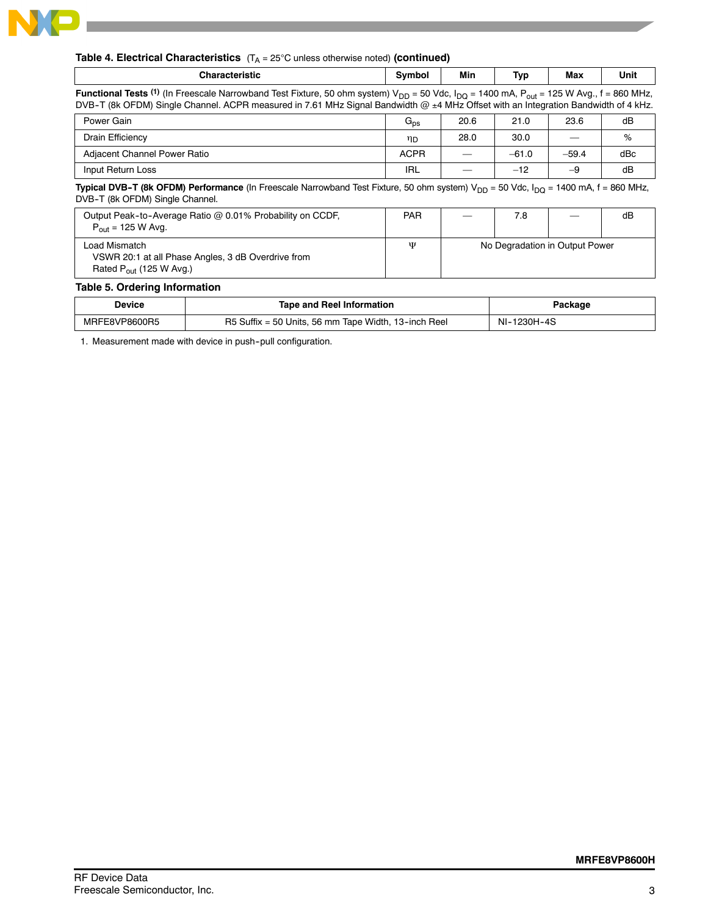**Table 4. Electrical Characteristics** ($T_A$ = 25°C unless otherwise noted) **(continued)**

| Characteristic | Symbol | Min | Typ | Max | Unit |
|---|---|---|---|---|---|
| **Functional Tests** [1] (In Freescale Narrowband Test Fixture, 50 ohm system) $V_{DD}$ = 50 Vdc, $I_{DQ}$ = 1400 mA, $P_{out}$ = 125 W Avg., f = 860 MHz, DVB-T (8k OFDM) Single Channel. ACPR measured in 7.61 MHz Signal Bandwidth @ ±4 MHz Offset with an Integration Bandwidth of 4 kHz. | | | | | |
| Power Gain | $G_{ps}$ | 20.6 | 21.0 | 23.6 | dB |
| Drain Efficiency | $\eta_D$ | 28.0 | 30.0 | — | % |
| Adjacent Channel Power Ratio | ACPR | — | –61.0 | –59.4 | dBc |
| Input Return Loss | IRL | — | –12 | –9 | dB |
| **Typical DVB-T (8k OFDM) Performance** (In Freescale Narrowband Test Fixture, 50 ohm system) $V_{DD}$ = 50 Vdc, $I_{DQ}$ = 1400 mA, f = 860 MHz, DVB-T (8k OFDM) Single Channel. | | | | | |
| Output Peak-to-Average Ratio @ 0.01% Probability on CCDF, $P_{out}$ = 125 W Avg. | PAR | — | 7.8 | — | dB |
| Load Mismatch<br>VSWR 20:1 at all Phase Angles, 3 dB Overdrive from Rated $P_{out}$ (125 W Avg.) | Ψ | No Degradation in Output Power | | | |

**Table 5. Ordering Information**

| Device | Tape and Reel Information | Package |
|---|---|---|
| MRFE8VP8600R5 | R5 Suffix = 50 Units, 56 mm Tape Width, 13-inch Reel | NI-1230H-4S |

1. Measurement made with device in push-pull configuration.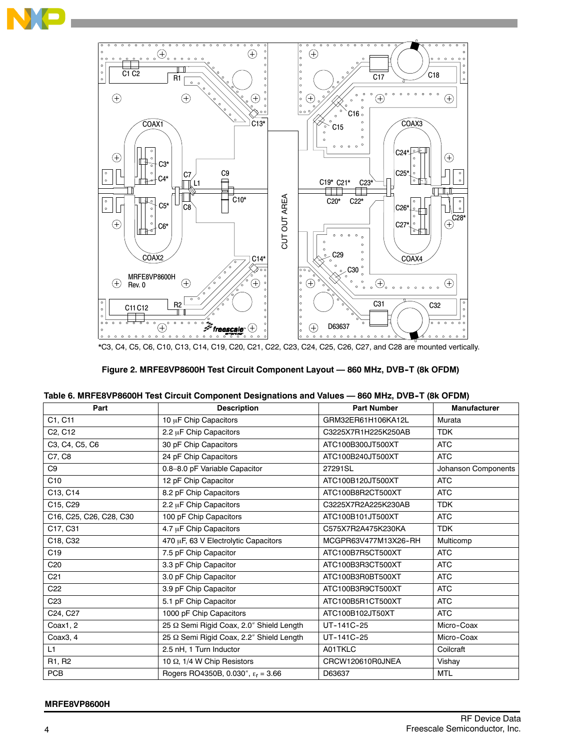*C3, C4, C5, C6, C10, C13, C14, C19, C20, C21, C22, C23, C24, C25, C26, C27, and C28 are mounted vertically.

**Figure 2. MRFE8VP8600H Test Circuit Component Layout — 860 MHz, DVB-T (8k OFDM)**

**Table 6. MRFE8VP8600H Test Circuit Component Designations and Values — 860 MHz, DVB-T (8k OFDM)**

| Part | Description | Part Number | Manufacturer |
|---|---|---|---|
| C1, C11 | 10 μF Chip Capacitors | GRM32ER61H106KA12L | Murata |
| C2, C12 | 2.2 μF Chip Capacitors | C3225X7R1H225K250AB | TDK |
| C3, C4, C5, C6 | 30 pF Chip Capacitors | ATC100B300JT500XT | ATC |
| C7, C8 | 24 pF Chip Capacitors | ATC100B240JT500XT | ATC |
| C9 | 0.8–8.0 pF Variable Capacitor | 27291SL | Johanson Components |
| C10 | 12 pF Chip Capacitor | ATC100B120JT500XT | ATC |
| C13, C14 | 8.2 pF Chip Capacitors | ATC100B8R2CT500XT | ATC |
| C15, C29 | 2.2 μF Chip Capacitors | C3225X7R2A225K230AB | TDK |
| C16, C25, C26, C28, C30 | 100 pF Chip Capacitors | ATC100B101JT500XT | ATC |
| C17, C31 | 4.7 μF Chip Capacitors | C575X7R2A475K230KA | TDK |
| C18, C32 | 470 μF, 63 V Electrolytic Capacitors | MCGPR63V477M13X26-RH | Multicomp |
| C19 | 7.5 pF Chip Capacitor | ATC100B7R5CT500XT | ATC |
| C20 | 3.3 pF Chip Capacitor | ATC100B3R3CT500XT | ATC |
| C21 | 3.0 pF Chip Capacitor | ATC100B3R0BT500XT | ATC |
| C22 | 3.9 pF Chip Capacitor | ATC100B3R9CT500XT | ATC |
| C23 | 5.1 pF Chip Capacitor | ATC100B5R1CT500XT | ATC |
| C24, C27 | 1000 pF Chip Capacitors | ATC100B102JT50XT | ATC |
| Coax1, 2 | 25 Ω Semi Rigid Coax, 2.0″ Shield Length | UT-141C-25 | Micro-Coax |
| Coax3, 4 | 25 Ω Semi Rigid Coax, 2.2″ Shield Length | UT-141C-25 | Micro-Coax |
| L1 | 2.5 nH, 1 Turn Inductor | A01TKLC | Coilcraft |
| R1, R2 | 10 Ω, 1/4 W Chip Resistors | CRCW120610R0JNEA | Vishay |
| PCB | Rogers RO4350B, 0.030″, $\varepsilon_r$ = 3.66 | D63637 | MTL |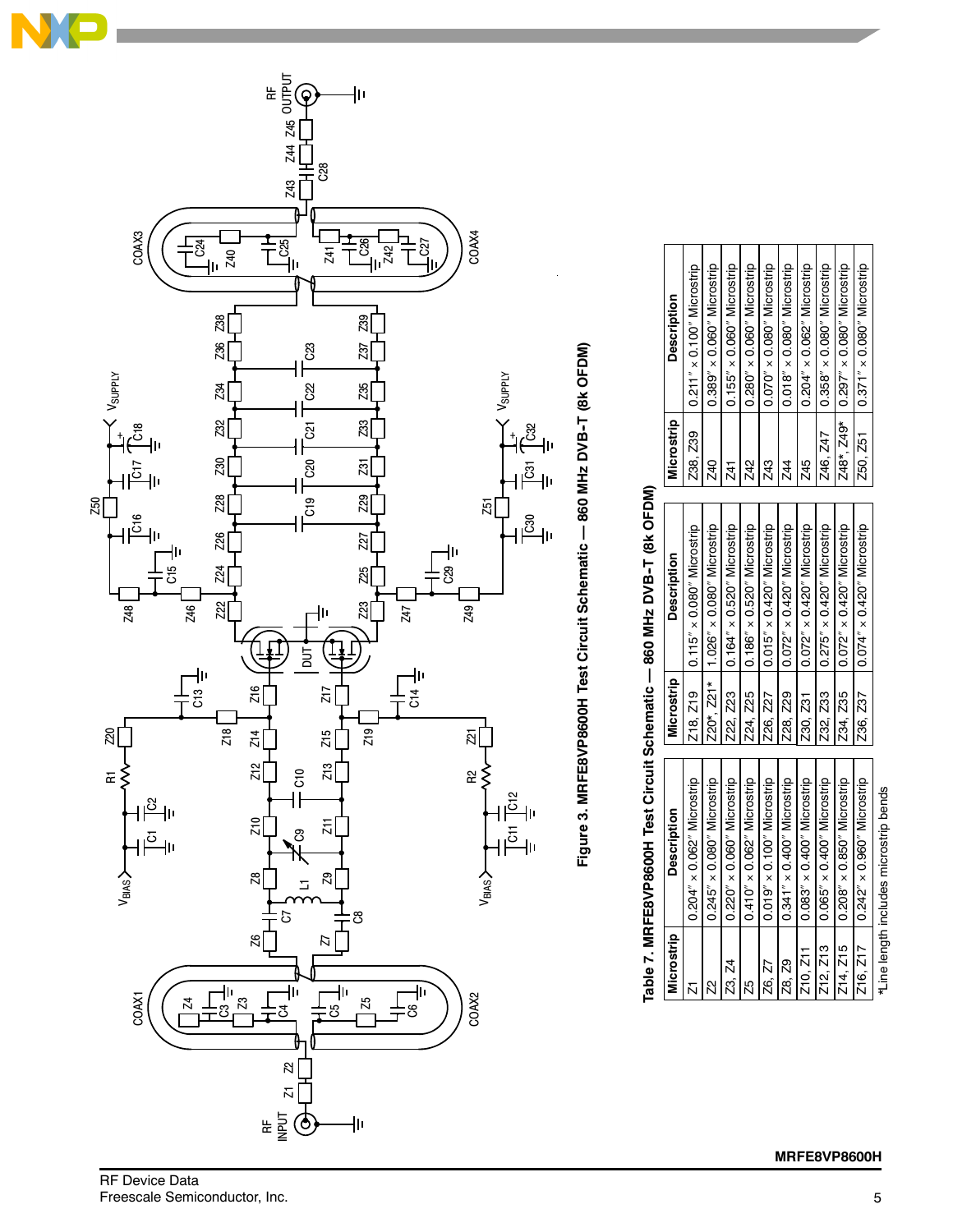Figure 3. MRFE8VP8600H Test Circuit Schematic — 860 MHz DVB-T (8k OFDM)

Table 7. MRFE8VP8600H Test Circuit Schematic — 860 MHz DVB-T (8k OFDM)

| Microstrip | Description | Microstrip | Description | Microstrip | Description |
|---|---|---|---|---|---|
| Z1 | 0.204″ × 0.062″ Microstrip | Z18, Z19 | 0.115″ × 0.080″ Microstrip | Z38, Z39 | 0.211″ × 0.100″ Microstrip |
| Z2 | 0.245″ × 0.080″ Microstrip | Z20*, Z21* | 1.026″ × 0.080″ Microstrip | Z40 | 0.389″ × 0.060″ Microstrip |
| Z3, Z4 | 0.220″ × 0.060″ Microstrip | Z22, Z23 | 0.164″ × 0.520″ Microstrip | Z41 | 0.155″ × 0.060″ Microstrip |
| Z5 | 0.410″ × 0.062″ Microstrip | Z24, Z25 | 0.186″ × 0.520″ Microstrip | Z42 | 0.280″ × 0.060″ Microstrip |
| Z6, Z7 | 0.019″ × 0.100″ Microstrip | Z26, Z27 | 0.015″ × 0.420″ Microstrip | Z43 | 0.070″ × 0.080″ Microstrip |
| Z8, Z9 | 0.341″ × 0.400″ Microstrip | Z28, Z29 | 0.072″ × 0.420″ Microstrip | Z44 | 0.018″ × 0.080″ Microstrip |
| Z10, Z11 | 0.083″ × 0.400″ Microstrip | Z30, Z31 | 0.072″ × 0.420″ Microstrip | Z45 | 0.204″ × 0.062″ Microstrip |
| Z12, Z13 | 0.065″ × 0.400″ Microstrip | Z32, Z33 | 0.275″ × 0.420″ Microstrip | Z46, Z47 | 0.358″ × 0.080″ Microstrip |
| Z14, Z15 | 0.208″ × 0.850″ Microstrip | Z34, Z35 | 0.072″ × 0.420″ Microstrip | Z48*, Z49* | 0.297″ × 0.080″ Microstrip |
| Z16, Z17 | 0.242″ × 0.960″ Microstrip | Z36, Z37 | 0.074″ × 0.420″ Microstrip | Z50, Z51 | 0.371″ × 0.080″ Microstrip |

*Line length includes microstrip bends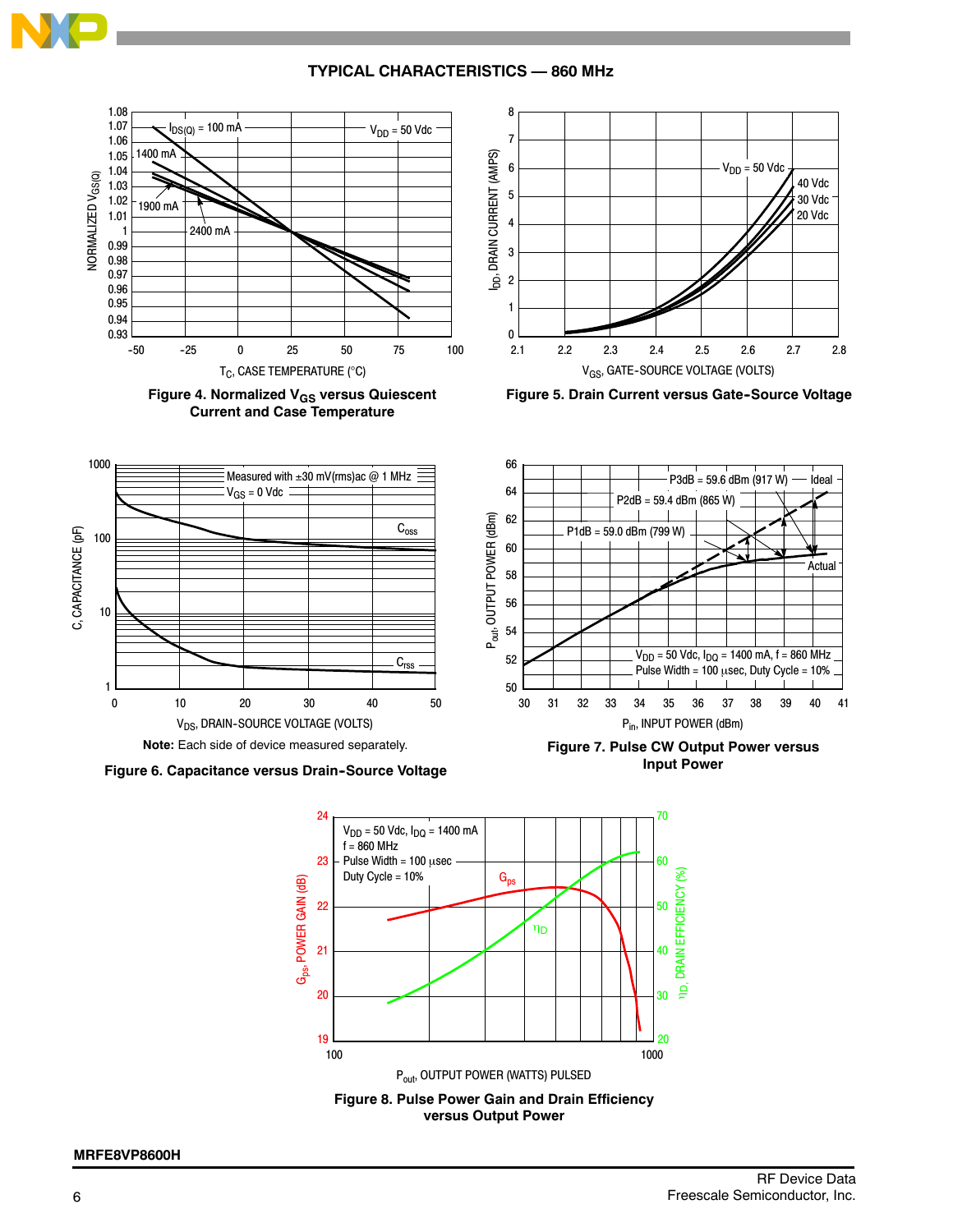## TYPICAL CHARACTERISTICS — 860 MHz

Figure 4. Normalized $V_{GS}$ versus Quiescent Current and Case Temperature

Figure 5. Drain Current versus Gate-Source Voltage

**Note:** Each side of device measured separately.

Figure 6. Capacitance versus Drain-Source Voltage

Figure 7. Pulse CW Output Power versus Input Power

Figure 8. Pulse Power Gain and Drain Efficiency versus Output Power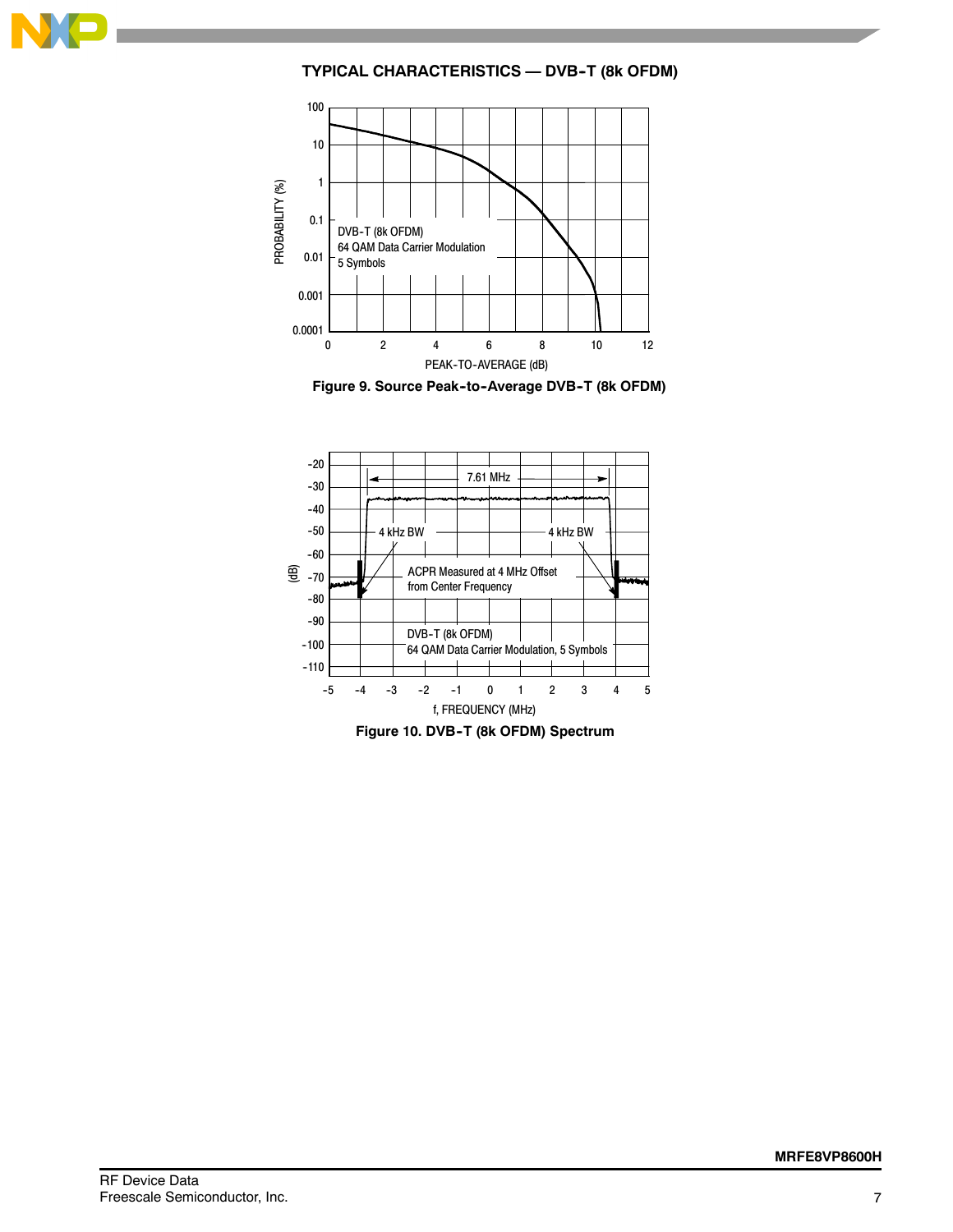## TYPICAL CHARACTERISTICS — DVB-T (8k OFDM)

Figure 9. Source Peak-to-Average DVB-T (8k OFDM)

Figure 10. DVB-T (8k OFDM) Spectrum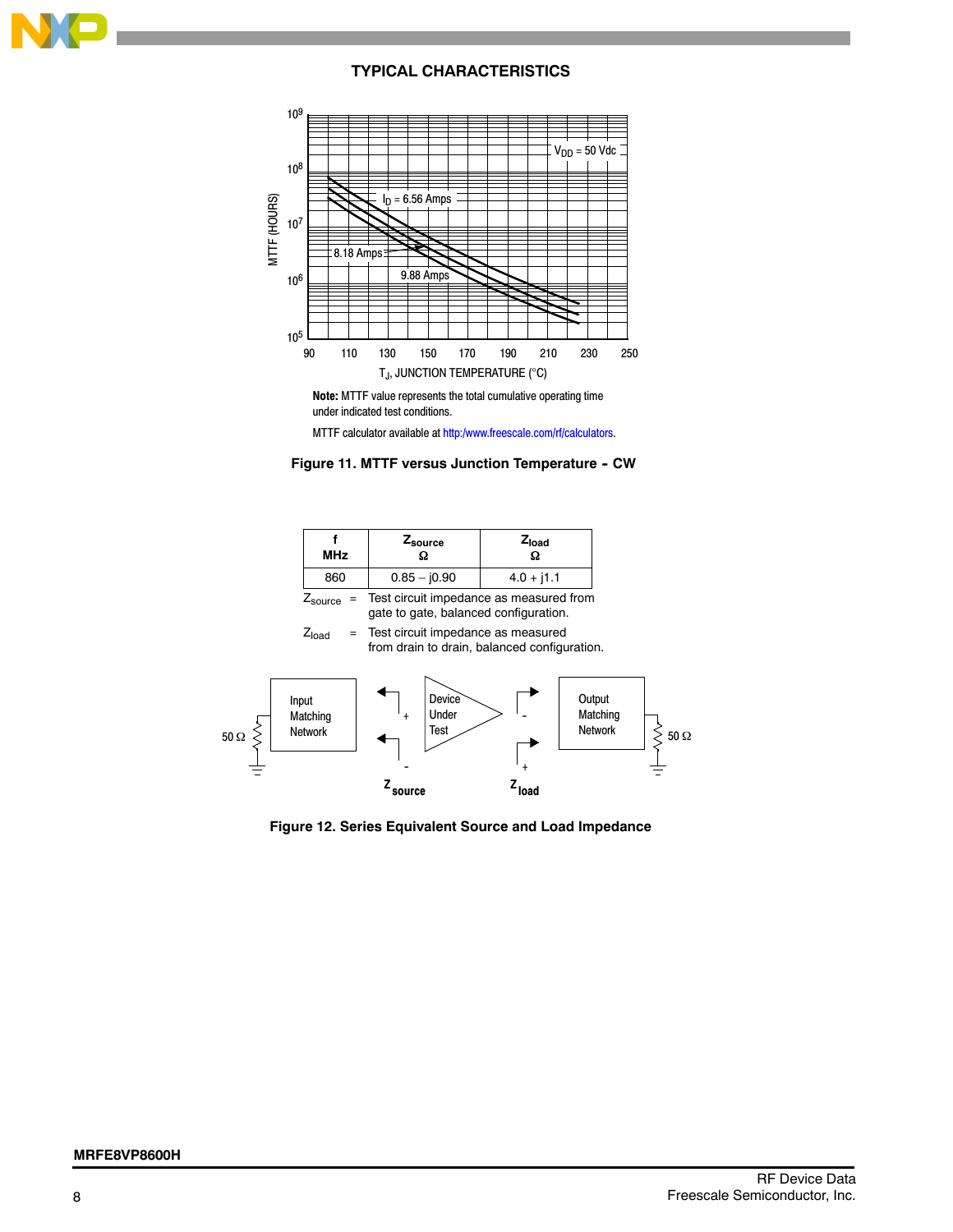## TYPICAL CHARACTERISTICS

**Note:** MTTF value represents the total cumulative operating time under indicated test conditions.

MTTF calculator available at http:/www.freescale.com/rf/calculators.

**Figure 11. MTTF versus Junction Temperature - CW**

| f MHz | $Z_{source}$ Ω | $Z_{load}$ Ω |
|---|---|---|
| 860 | 0.85 – j0.90 | 4.0 + j1.1 |

$Z_{source}$ = Test circuit impedance as measured from gate to gate, balanced configuration.

$Z_{load}$ = Test circuit impedance as measured from drain to drain, balanced configuration.

**Figure 12. Series Equivalent Source and Load Impedance**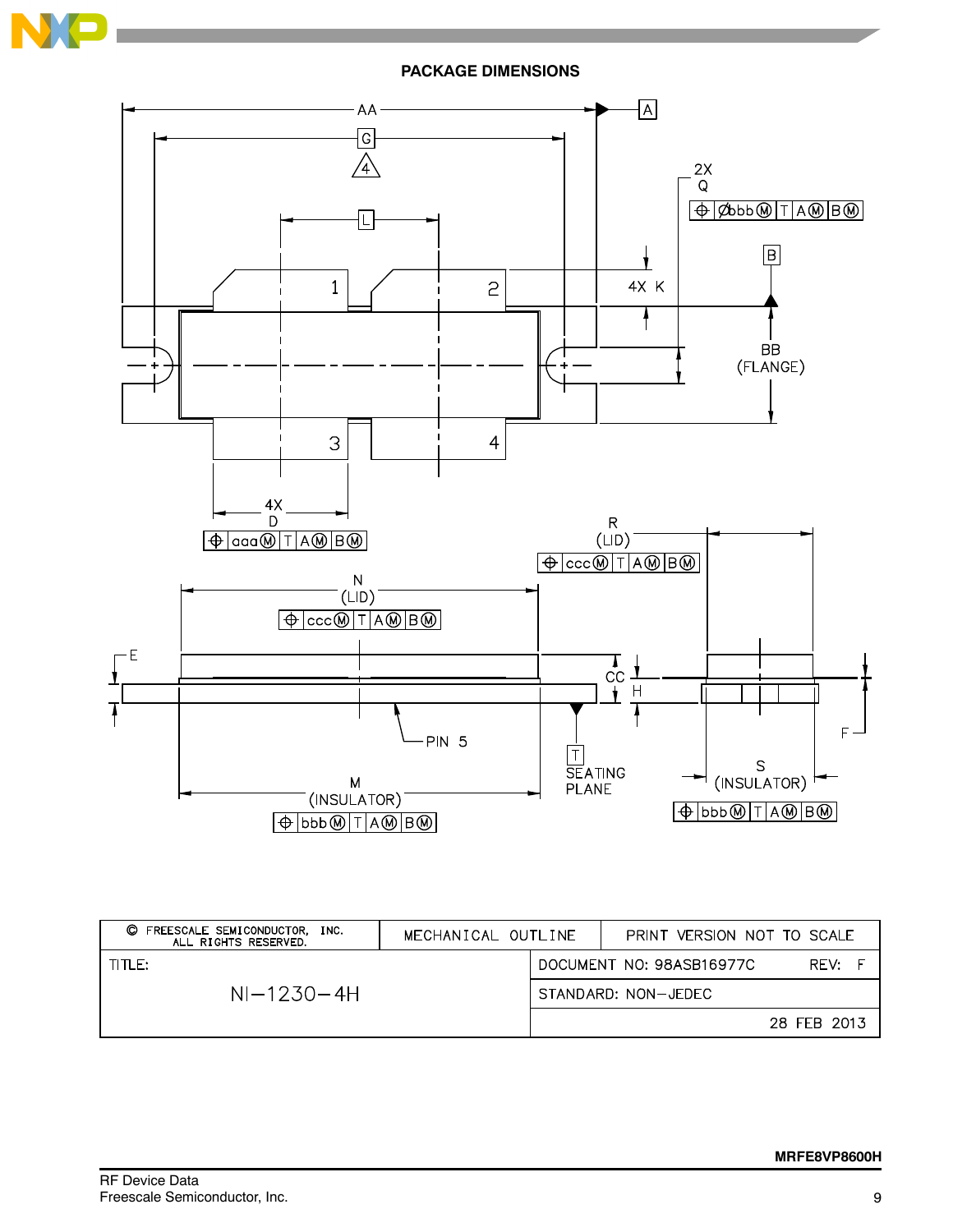**PACKAGE DIMENSIONS**

| © FREESCALE SEMICONDUCTOR, INC. ALL RIGHTS RESERVED. | MECHANICAL OUTLINE | PRINT VERSION NOT TO SCALE |
|---|---|---|
| TITLE: NI–1230–4H | DOCUMENT NO: 98ASB16977C | REV: F |
| | STANDARD: NON–JEDEC | |
| | | 28 FEB 2013 |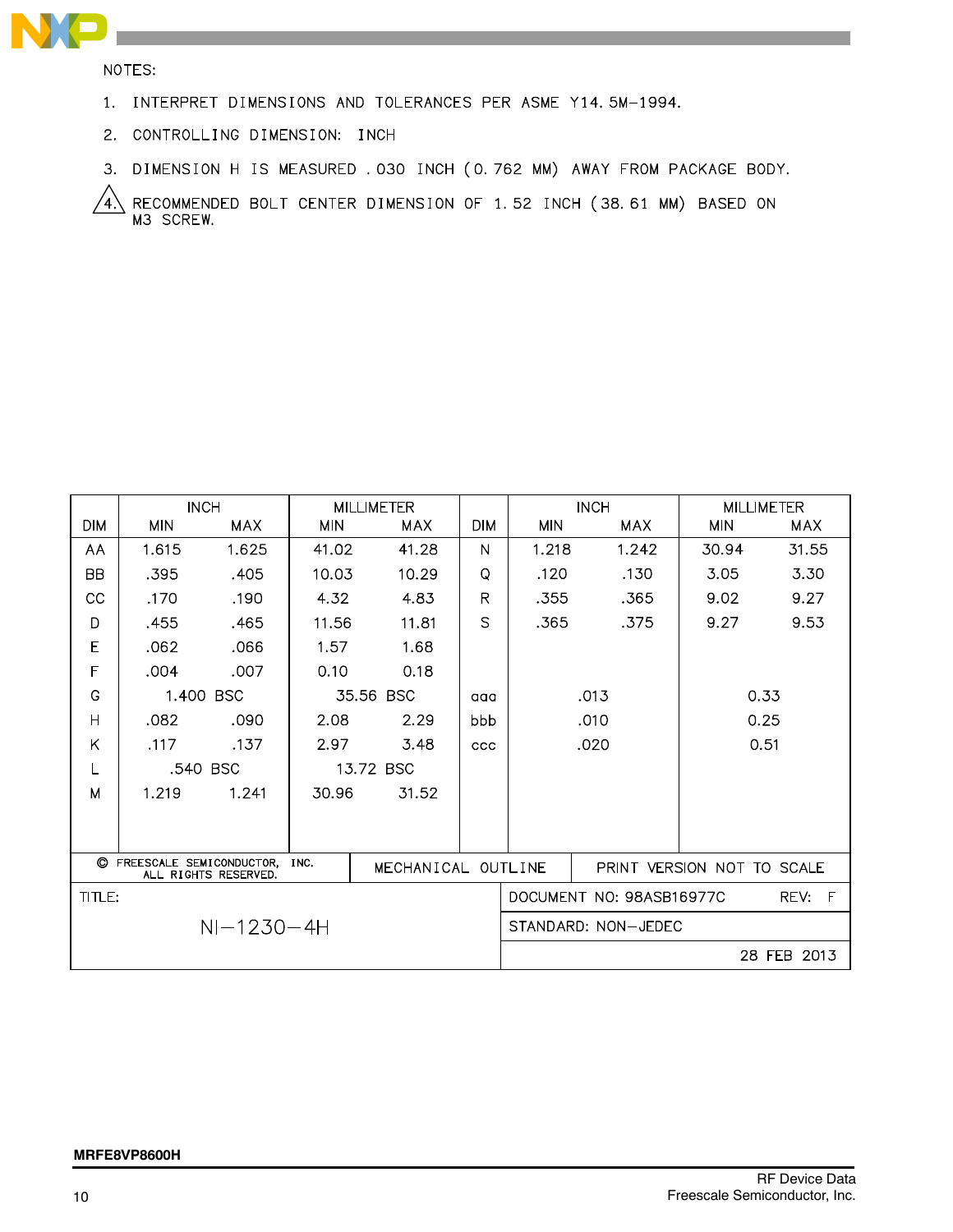NOTES:

1. INTERPRET DIMENSIONS AND TOLERANCES PER ASME Y14.5M–1994.
2. CONTROLLING DIMENSION: INCH
3. DIMENSION H IS MEASURED .030 INCH (0.762 MM) AWAY FROM PACKAGE BODY.
4. (Δ) RECOMMENDED BOLT CENTER DIMENSION OF 1.52 INCH (38.61 MM) BASED ON M3 SCREW.

| DIM | INCH MIN | INCH MAX | MILLIMETER MIN | MILLIMETER MAX | DIM | INCH MIN | INCH MAX | MILLIMETER MIN | MILLIMETER MAX |
|---|---|---|---|---|---|---|---|---|---|
| AA | 1.615 | 1.625 | 41.02 | 41.28 | N | 1.218 | 1.242 | 30.94 | 31.55 |
| BB | .395 | .405 | 10.03 | 10.29 | Q | .120 | .130 | 3.05 | 3.30 |
| CC | .170 | .190 | 4.32 | 4.83 | R | .355 | .365 | 9.02 | 9.27 |
| D | .455 | .465 | 11.56 | 11.81 | S | .365 | .375 | 9.27 | 9.53 |
| E | .062 | .066 | 1.57 | 1.68 | | | | | |
| F | .004 | .007 | 0.10 | 0.18 | | | | | |
| G | 1.400 BSC | | 35.56 BSC | | aaa | .013 | | 0.33 | |
| H | .082 | .090 | 2.08 | 2.29 | bbb | .010 | | 0.25 | |
| K | .117 | .137 | 2.97 | 3.48 | ccc | .020 | | 0.51 | |
| L | .540 BSC | | 13.72 BSC | | | | | | |
| M | 1.219 | 1.241 | 30.96 | 31.52 | | | | | |

| © FREESCALE SEMICONDUCTOR, INC. ALL RIGHTS RESERVED. | MECHANICAL OUTLINE | PRINT VERSION NOT TO SCALE |
|---|---|---|
| TITLE: NI–1230–4H | DOCUMENT NO: 98ASB16977C REV: F | |
| | STANDARD: NON–JEDEC | |
| | 28 FEB 2013 | |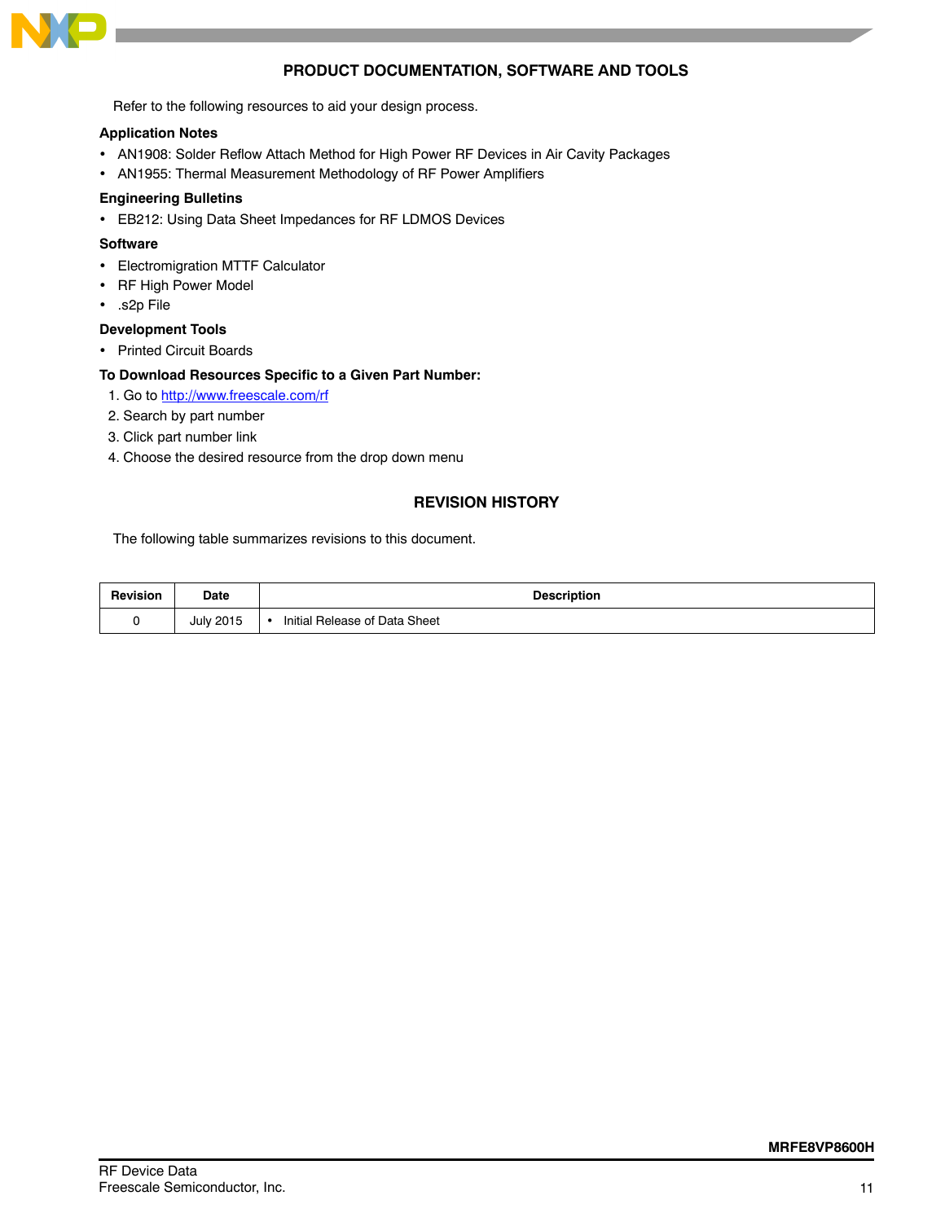## PRODUCT DOCUMENTATION, SOFTWARE AND TOOLS

Refer to the following resources to aid your design process.

**Application Notes**

- AN1908: Solder Reflow Attach Method for High Power RF Devices in Air Cavity Packages
- AN1955: Thermal Measurement Methodology of RF Power Amplifiers

**Engineering Bulletins**

- EB212: Using Data Sheet Impedances for RF LDMOS Devices

**Software**

- Electromigration MTTF Calculator
- RF High Power Model
- .s2p File

**Development Tools**

- Printed Circuit Boards

**To Download Resources Specific to a Given Part Number:**

1. Go to http://www.freescale.com/rf
2. Search by part number
3. Click part number link
4. Choose the desired resource from the drop down menu

## REVISION HISTORY

The following table summarizes revisions to this document.

| Revision | Date | Description |
|---|---|---|
| 0 | July 2015 | • Initial Release of Data Sheet |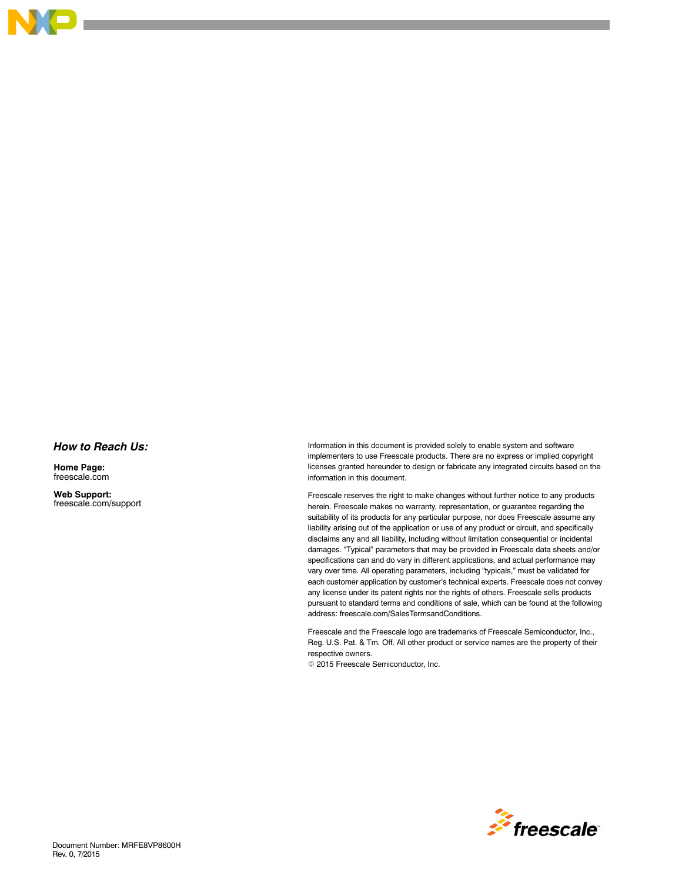## *How to Reach Us:*

**Home Page:**
freescale.com

**Web Support:**
freescale.com/support

Information in this document is provided solely to enable system and software implementers to use Freescale products. There are no express or implied copyright licenses granted hereunder to design or fabricate any integrated circuits based on the information in this document.

Freescale reserves the right to make changes without further notice to any products herein. Freescale makes no warranty, representation, or guarantee regarding the suitability of its products for any particular purpose, nor does Freescale assume any liability arising out of the application or use of any product or circuit, and specifically disclaims any and all liability, including without limitation consequential or incidental damages. "Typical" parameters that may be provided in Freescale data sheets and/or specifications can and do vary in different applications, and actual performance may vary over time. All operating parameters, including "typicals," must be validated for each customer application by customer's technical experts. Freescale does not convey any license under its patent rights nor the rights of others. Freescale sells products pursuant to standard terms and conditions of sale, which can be found at the following address: freescale.com/SalesTermsandConditions.

Freescale and the Freescale logo are trademarks of Freescale Semiconductor, Inc., Reg. U.S. Pat. & Tm. Off. All other product or service names are the property of their respective owners.
© 2015 Freescale Semiconductor, Inc.

Document Number: MRFE8VP8600H
Rev. 0, 7/2015